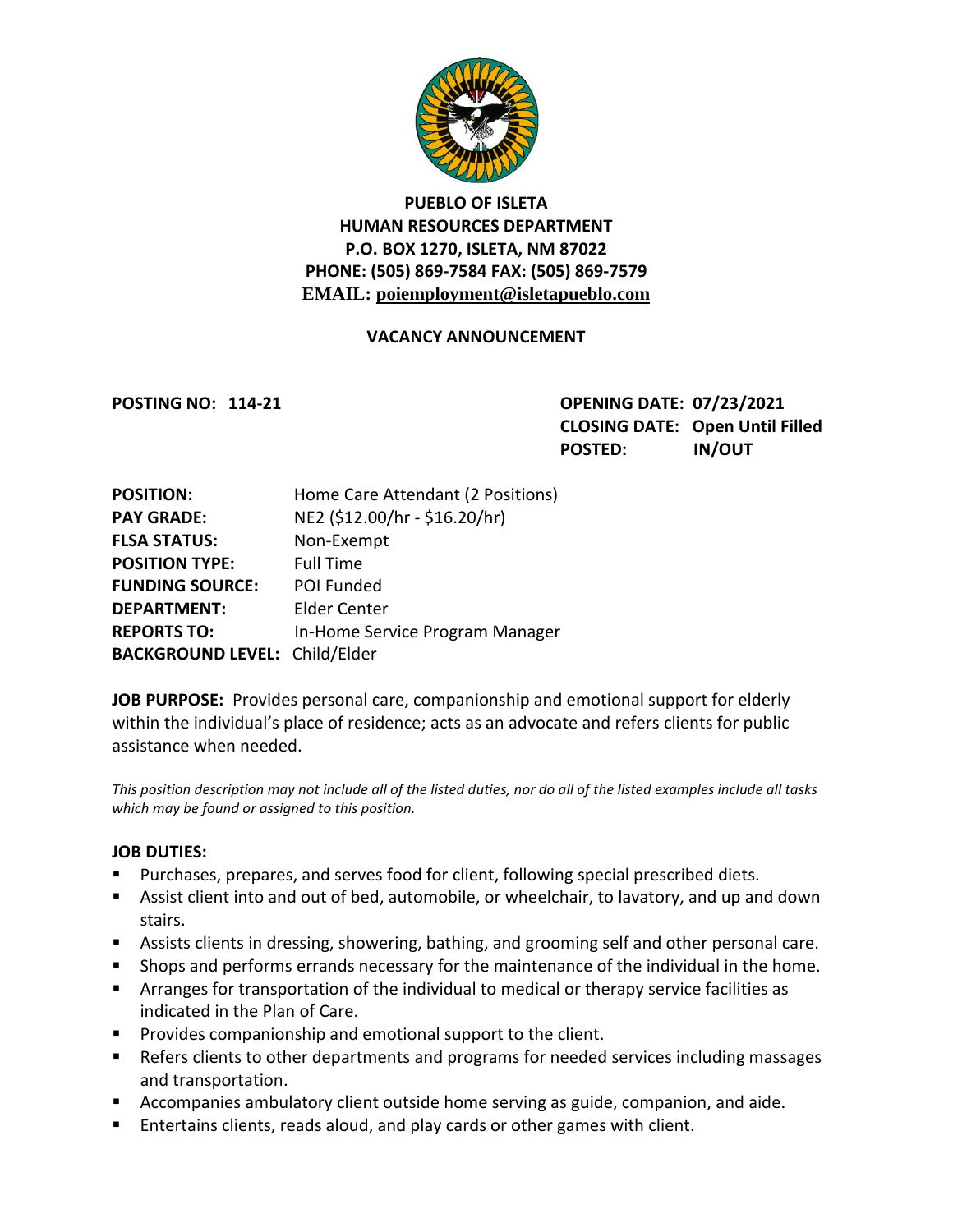# PUEBLO OF ISLETA
## HUMAN RESOURCES DEPARTMENT
**P.O. BOX 1270, ISLETA, NM 87022**
**PHONE: (505) 869-7584 FAX: (505) 869-7579**
**EMAIL: poiemployment@isletapueblo.com**

### VACANCY ANNOUNCEMENT

**POSTING NO: 114-21**

**OPENING DATE: 07/23/2021**
**CLOSING DATE: Open Until Filled**
**POSTED: IN/OUT**

| | |
|---|---|
| **POSITION:** | Home Care Attendant (2 Positions) |
| **PAY GRADE:** | NE2 ($12.00/hr - $16.20/hr) |
| **FLSA STATUS:** | Non-Exempt |
| **POSITION TYPE:** | Full Time |
| **FUNDING SOURCE:** | POI Funded |
| **DEPARTMENT:** | Elder Center |
| **REPORTS TO:** | In-Home Service Program Manager |
| **BACKGROUND LEVEL:** | Child/Elder |

**JOB PURPOSE:** Provides personal care, companionship and emotional support for elderly within the individual's place of residence; acts as an advocate and refers clients for public assistance when needed.

*This position description may not include all of the listed duties, nor do all of the listed examples include all tasks which may be found or assigned to this position.*

**JOB DUTIES:**

- Purchases, prepares, and serves food for client, following special prescribed diets.
- Assist client into and out of bed, automobile, or wheelchair, to lavatory, and up and down stairs.
- Assists clients in dressing, showering, bathing, and grooming self and other personal care.
- Shops and performs errands necessary for the maintenance of the individual in the home.
- Arranges for transportation of the individual to medical or therapy service facilities as indicated in the Plan of Care.
- Provides companionship and emotional support to the client.
- Refers clients to other departments and programs for needed services including massages and transportation.
- Accompanies ambulatory client outside home serving as guide, companion, and aide.
- Entertains clients, reads aloud, and play cards or other games with client.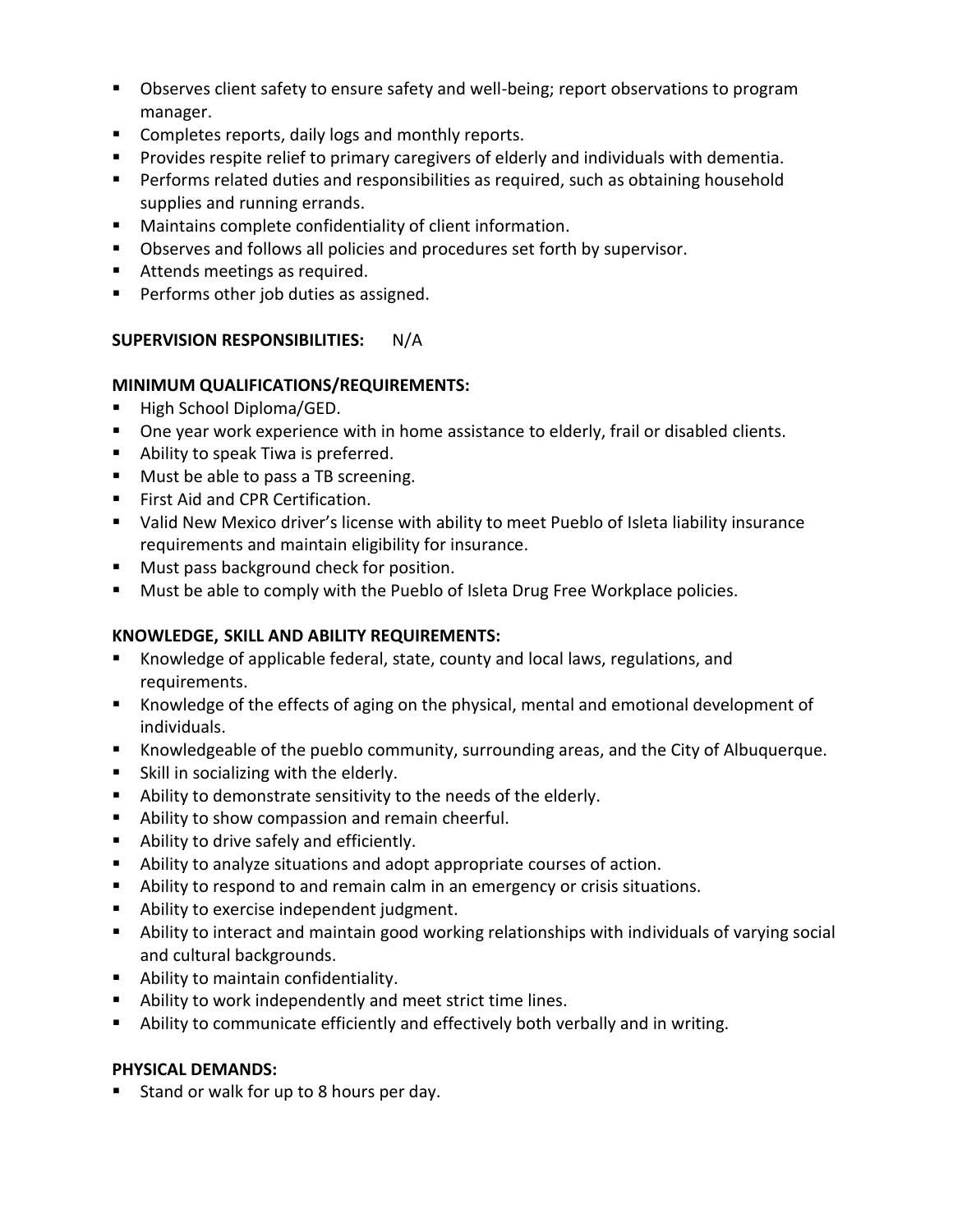- Observes client safety to ensure safety and well-being; report observations to program manager.
- Completes reports, daily logs and monthly reports.
- Provides respite relief to primary caregivers of elderly and individuals with dementia.
- Performs related duties and responsibilities as required, such as obtaining household supplies and running errands.
- Maintains complete confidentiality of client information.
- Observes and follows all policies and procedures set forth by supervisor.
- Attends meetings as required.
- Performs other job duties as assigned.

**SUPERVISION RESPONSIBILITIES:** N/A

**MINIMUM QUALIFICATIONS/REQUIREMENTS:**

- High School Diploma/GED.
- One year work experience with in home assistance to elderly, frail or disabled clients.
- Ability to speak Tiwa is preferred.
- Must be able to pass a TB screening.
- First Aid and CPR Certification.
- Valid New Mexico driver's license with ability to meet Pueblo of Isleta liability insurance requirements and maintain eligibility for insurance.
- Must pass background check for position.
- Must be able to comply with the Pueblo of Isleta Drug Free Workplace policies.

**KNOWLEDGE, SKILL AND ABILITY REQUIREMENTS:**

- Knowledge of applicable federal, state, county and local laws, regulations, and requirements.
- Knowledge of the effects of aging on the physical, mental and emotional development of individuals.
- Knowledgeable of the pueblo community, surrounding areas, and the City of Albuquerque.
- Skill in socializing with the elderly.
- Ability to demonstrate sensitivity to the needs of the elderly.
- Ability to show compassion and remain cheerful.
- Ability to drive safely and efficiently.
- Ability to analyze situations and adopt appropriate courses of action.
- Ability to respond to and remain calm in an emergency or crisis situations.
- Ability to exercise independent judgment.
- Ability to interact and maintain good working relationships with individuals of varying social and cultural backgrounds.
- Ability to maintain confidentiality.
- Ability to work independently and meet strict time lines.
- Ability to communicate efficiently and effectively both verbally and in writing.

**PHYSICAL DEMANDS:**

- Stand or walk for up to 8 hours per day.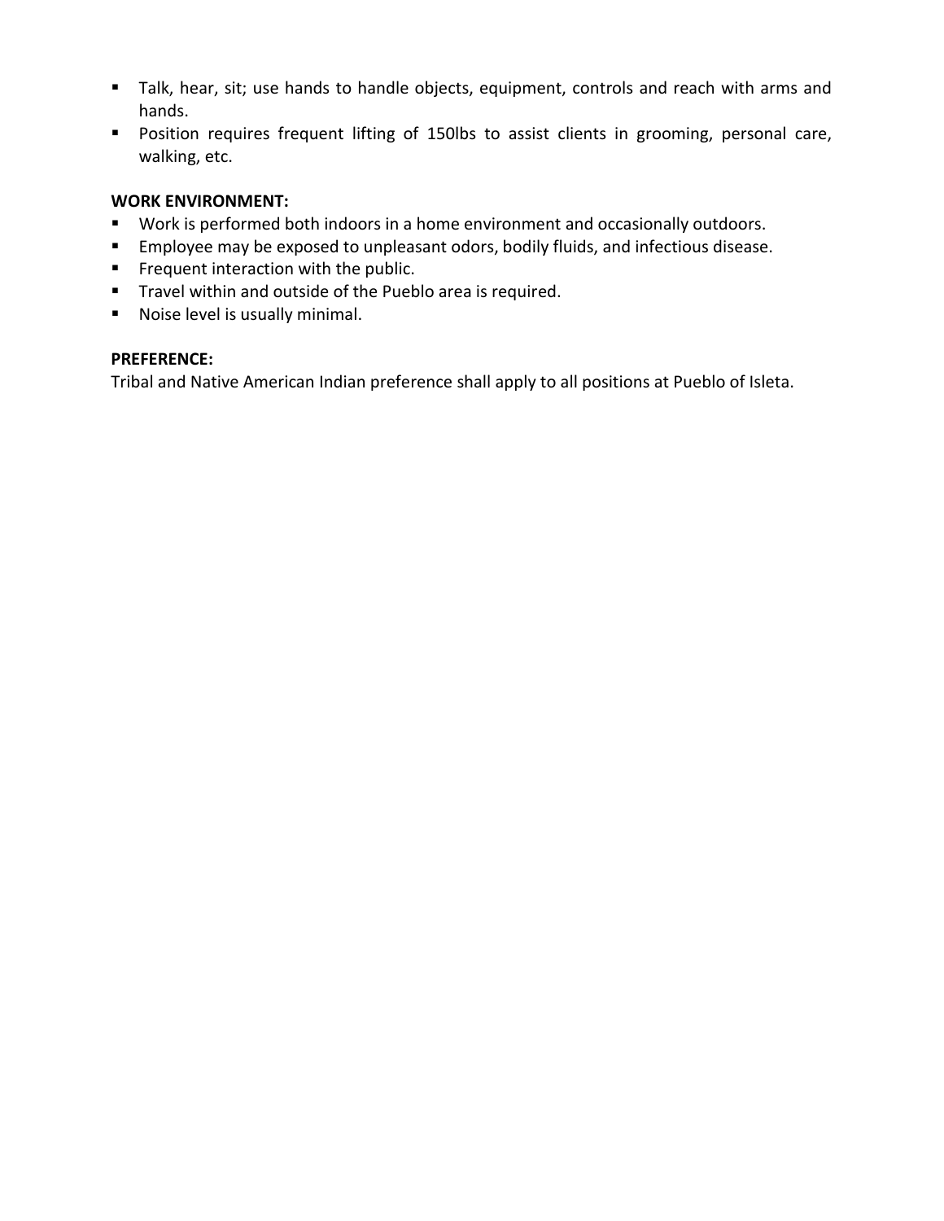- Talk, hear, sit; use hands to handle objects, equipment, controls and reach with arms and hands.
- Position requires frequent lifting of 150lbs to assist clients in grooming, personal care, walking, etc.

**WORK ENVIRONMENT:**

- Work is performed both indoors in a home environment and occasionally outdoors.
- Employee may be exposed to unpleasant odors, bodily fluids, and infectious disease.
- Frequent interaction with the public.
- Travel within and outside of the Pueblo area is required.
- Noise level is usually minimal.

**PREFERENCE:**

Tribal and Native American Indian preference shall apply to all positions at Pueblo of Isleta.